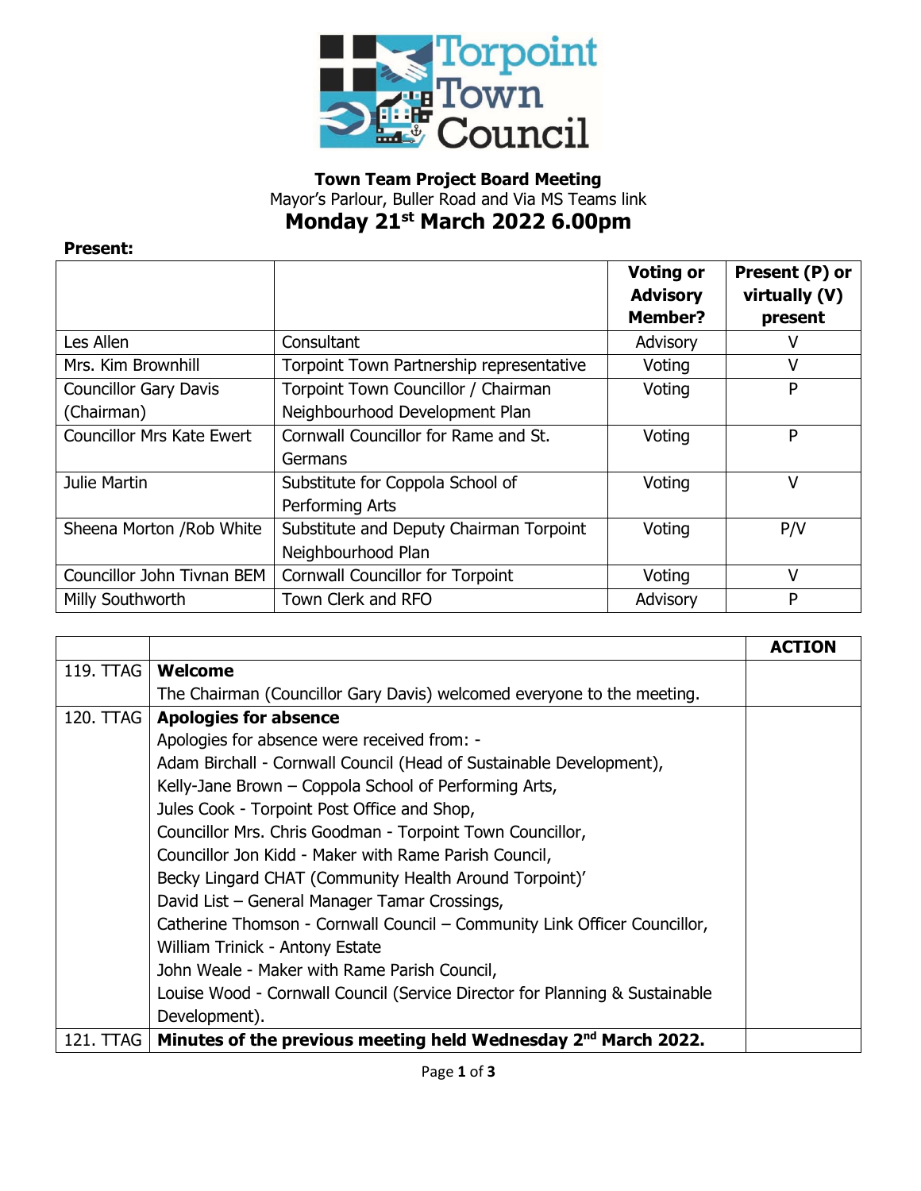**Town Team Project Board Meeting**
Mayor's Parlour, Buller Road and Via MS Teams link
# Monday 21st March 2022 6.00pm

**Present:**

| | | Voting or Advisory Member? | Present (P) or virtually (V) present |
|---|---|---|---|
| Les Allen | Consultant | Advisory | V |
| Mrs. Kim Brownhill | Torpoint Town Partnership representative | Voting | V |
| Councillor Gary Davis (Chairman) | Torpoint Town Councillor / Chairman Neighbourhood Development Plan | Voting | P |
| Councillor Mrs Kate Ewert | Cornwall Councillor for Rame and St. Germans | Voting | P |
| Julie Martin | Substitute for Coppola School of Performing Arts | Voting | V |
| Sheena Morton /Rob White | Substitute and Deputy Chairman Torpoint Neighbourhood Plan | Voting | P/V |
| Councillor John Tivnan BEM | Cornwall Councillor for Torpoint | Voting | V |
| Milly Southworth | Town Clerk and RFO | Advisory | P |

| | | ACTION |
|---|---|---|
| 119. TTAG | **Welcome**<br>The Chairman (Councillor Gary Davis) welcomed everyone to the meeting. | |
| 120. TTAG | **Apologies for absence**<br>Apologies for absence were received from: -<br>Adam Birchall - Cornwall Council (Head of Sustainable Development),<br>Kelly-Jane Brown – Coppola School of Performing Arts,<br>Jules Cook - Torpoint Post Office and Shop,<br>Councillor Mrs. Chris Goodman - Torpoint Town Councillor,<br>Councillor Jon Kidd - Maker with Rame Parish Council,<br>Becky Lingard CHAT (Community Health Around Torpoint)'<br>David List – General Manager Tamar Crossings,<br>Catherine Thomson - Cornwall Council – Community Link Officer Councillor,<br>William Trinick - Antony Estate<br>John Weale - Maker with Rame Parish Council,<br>Louise Wood - Cornwall Council (Service Director for Planning & Sustainable Development). | |
| 121. TTAG | **Minutes of the previous meeting held Wednesday 2nd March 2022.** | |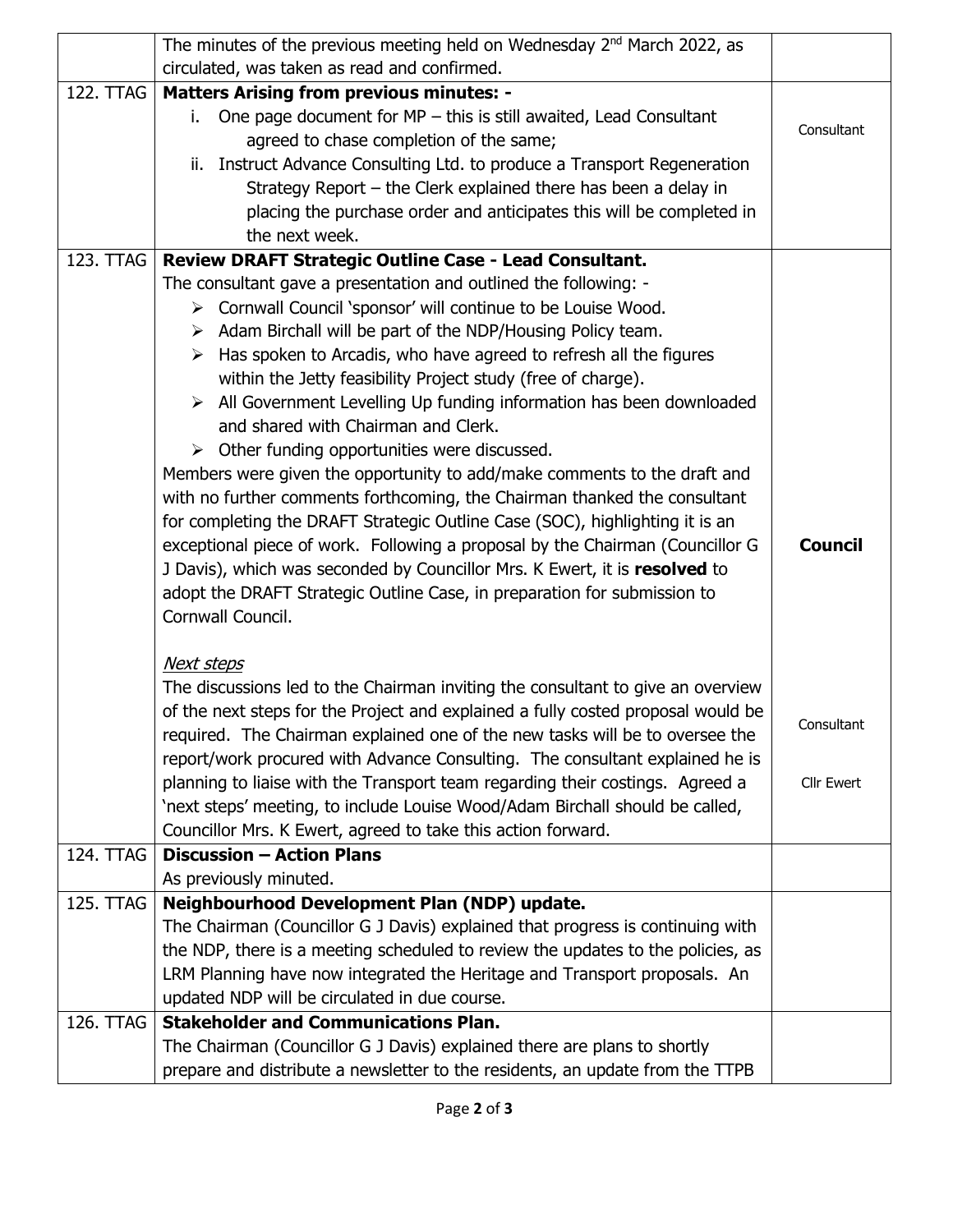| | | |
|---|---|---|
| | The minutes of the previous meeting held on Wednesday 2nd March 2022, as circulated, was taken as read and confirmed. | |
| 122. TTAG | **Matters Arising from previous minutes: -**<br>i. One page document for MP – this is still awaited, Lead Consultant agreed to chase completion of the same;<br>ii. Instruct Advance Consulting Ltd. to produce a Transport Regeneration Strategy Report – the Clerk explained there has been a delay in placing the purchase order and anticipates this will be completed in the next week. | Consultant |
| 123. TTAG | **Review DRAFT Strategic Outline Case - Lead Consultant.**<br>The consultant gave a presentation and outlined the following: -<br>➢ Cornwall Council 'sponsor' will continue to be Louise Wood.<br>➢ Adam Birchall will be part of the NDP/Housing Policy team.<br>➢ Has spoken to Arcadis, who have agreed to refresh all the figures within the Jetty feasibility Project study (free of charge).<br>➢ All Government Levelling Up funding information has been downloaded and shared with Chairman and Clerk.<br>➢ Other funding opportunities were discussed.<br>Members were given the opportunity to add/make comments to the draft and with no further comments forthcoming, the Chairman thanked the consultant for completing the DRAFT Strategic Outline Case (SOC), highlighting it is an exceptional piece of work. Following a proposal by the Chairman (Councillor G J Davis), which was seconded by Councillor Mrs. K Ewert, it is **resolved** to adopt the DRAFT Strategic Outline Case, in preparation for submission to Cornwall Council.<br><br>*Next steps*<br>The discussions led to the Chairman inviting the consultant to give an overview of the next steps for the Project and explained a fully costed proposal would be required. The Chairman explained one of the new tasks will be to oversee the report/work procured with Advance Consulting. The consultant explained he is planning to liaise with the Transport team regarding their costings. Agreed a 'next steps' meeting, to include Louise Wood/Adam Birchall should be called, Councillor Mrs. K Ewert, agreed to take this action forward. | **Council**<br><br>Consultant<br><br>Cllr Ewert |
| 124. TTAG | **Discussion – Action Plans**<br>As previously minuted. | |
| 125. TTAG | **Neighbourhood Development Plan (NDP) update.**<br>The Chairman (Councillor G J Davis) explained that progress is continuing with the NDP, there is a meeting scheduled to review the updates to the policies, as LRM Planning have now integrated the Heritage and Transport proposals. An updated NDP will be circulated in due course. | |
| 126. TTAG | **Stakeholder and Communications Plan.**<br>The Chairman (Councillor G J Davis) explained there are plans to shortly prepare and distribute a newsletter to the residents, an update from the TTPB | |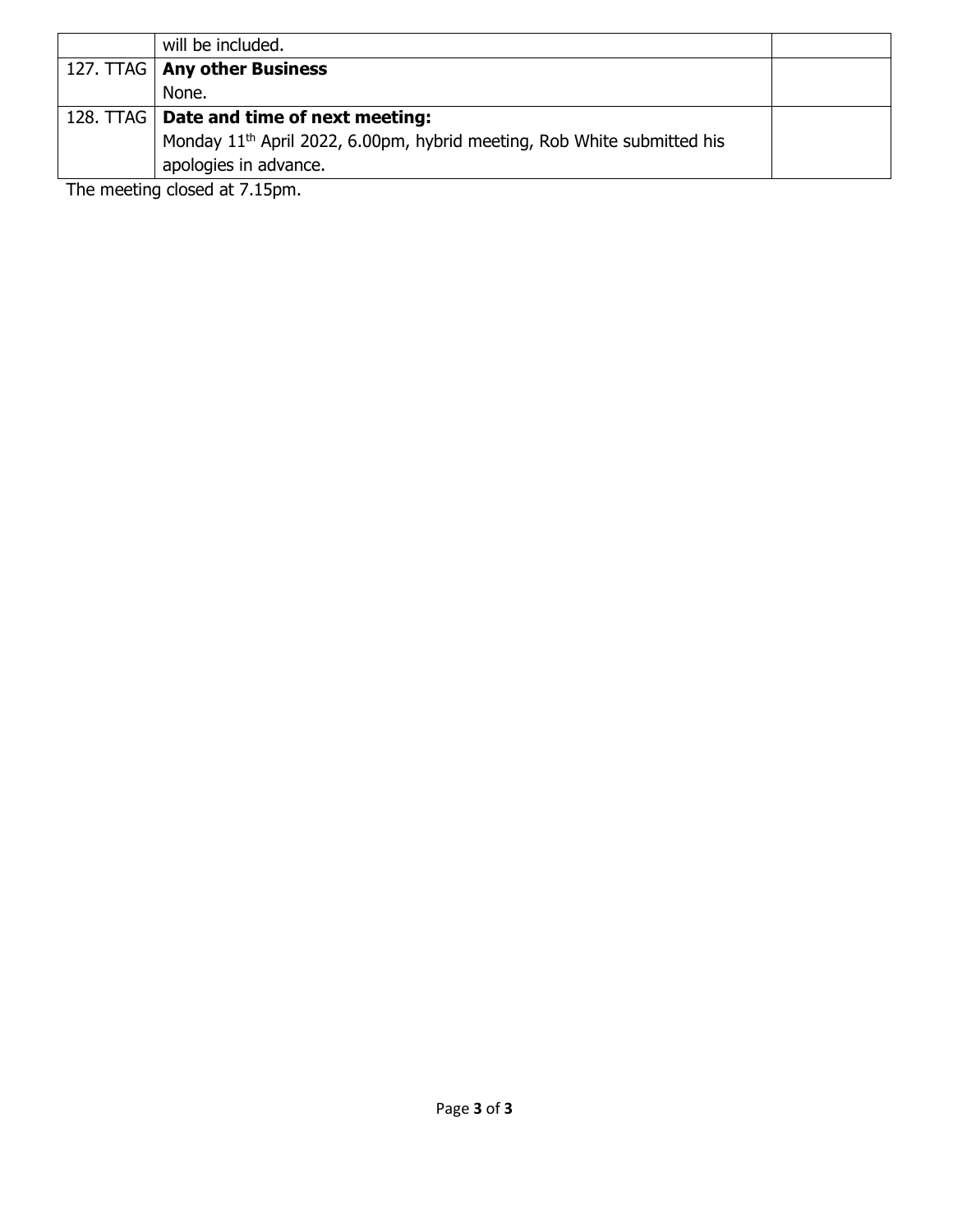| | | |
|---|---|---|
| | will be included. | |
| 127. TTAG | **Any other Business**<br>None. | |
| 128. TTAG | **Date and time of next meeting:**<br>Monday 11th April 2022, 6.00pm, hybrid meeting, Rob White submitted his apologies in advance. | |

The meeting closed at 7.15pm.